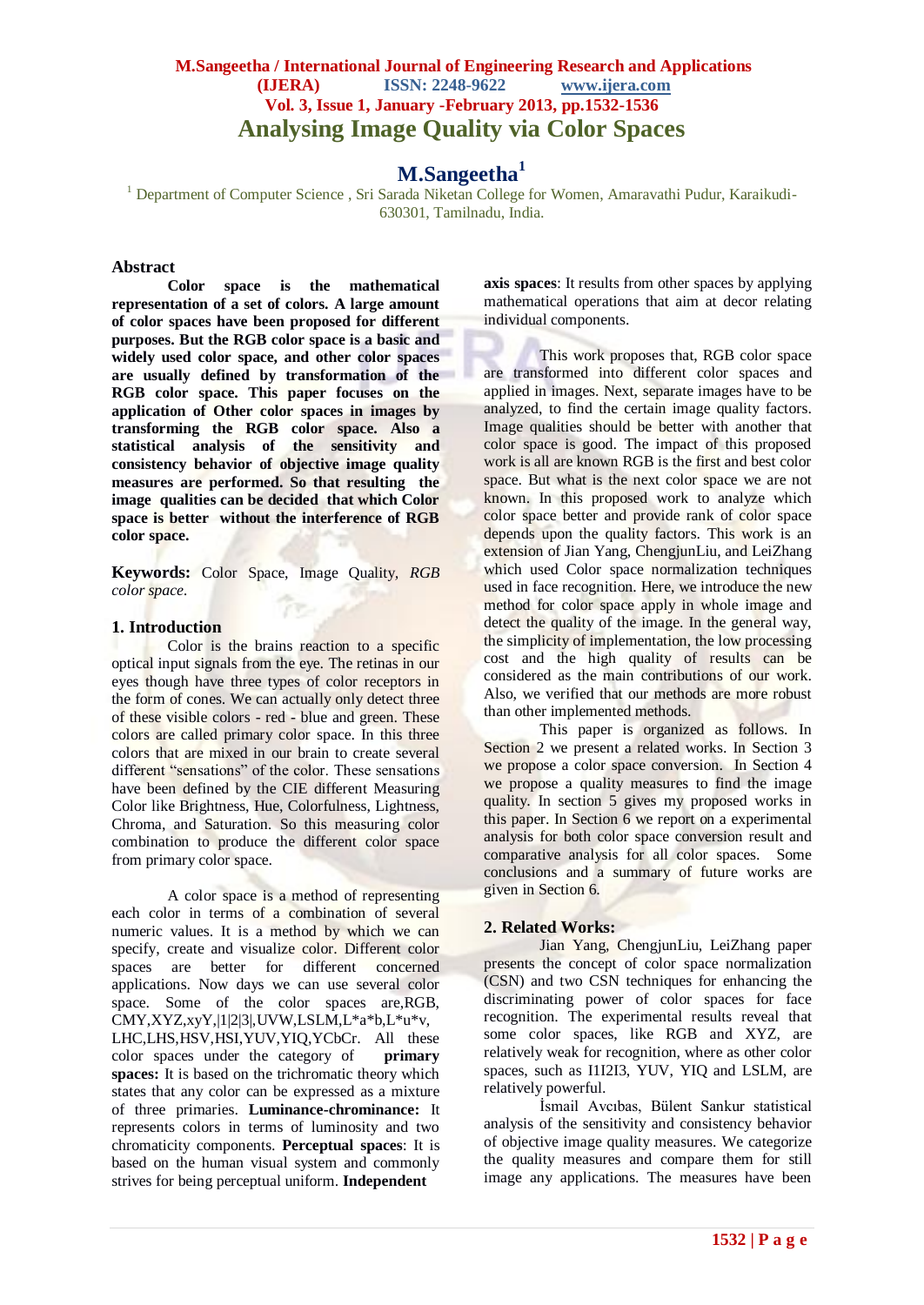# Analysing Image Quality via Color Spaces

**M.Sangeetha[1]**

[1] Department of Computer Science , Sri Sarada Niketan College for Women, Amaravathi Pudur, Karaikudi-630301, Tamilnadu, India.

## Abstract

**Color space is the mathematical representation of a set of colors. A large amount of color spaces have been proposed for different purposes. But the RGB color space is a basic and widely used color space, and other color spaces are usually defined by transformation of the RGB color space. This paper focuses on the application of Other color spaces in images by transforming the RGB color space. Also a statistical analysis of the sensitivity and consistency behavior of objective image quality measures are performed. So that resulting the image qualities can be decided that which Color space is better without the interference of RGB color space.**

**Keywords:** Color Space, Image Quality, *RGB color space.*

## 1. Introduction

Color is the brains reaction to a specific optical input signals from the eye. The retinas in our eyes though have three types of color receptors in the form of cones. We can actually only detect three of these visible colors - red - blue and green. These colors are called primary color space. In this three colors that are mixed in our brain to create several different "sensations" of the color. These sensations have been defined by the CIE different Measuring Color like Brightness, Hue, Colorfulness, Lightness, Chroma, and Saturation. So this measuring color combination to produce the different color space from primary color space.

A color space is a method of representing each color in terms of a combination of several numeric values. It is a method by which we can specify, create and visualize color. Different color spaces are better for different concerned applications. Now days we can use several color space. Some of the color spaces are,RGB, CMY,XYZ,xyY,|1|2|3|,UVW,LSLM,L*a*b,L*u*v, LHC,LHS,HSV,HSI,YUV,YIQ,YCbCr. All these color spaces under the category of **primary spaces:** It is based on the trichromatic theory which states that any color can be expressed as a mixture of three primaries. **Luminance-chrominance:** It represents colors in terms of luminosity and two chromaticity components. **Perceptual spaces**: It is based on the human visual system and commonly strives for being perceptual uniform. **Independent axis spaces**: It results from other spaces by applying mathematical operations that aim at decor relating individual components.

This work proposes that, RGB color space are transformed into different color spaces and applied in images. Next, separate images have to be analyzed, to find the certain image quality factors. Image qualities should be better with another that color space is good. The impact of this proposed work is all are known RGB is the first and best color space. But what is the next color space we are not known. In this proposed work to analyze which color space better and provide rank of color space depends upon the quality factors. This work is an extension of Jian Yang, ChengjunLiu, and LeiZhang which used Color space normalization techniques used in face recognition. Here, we introduce the new method for color space apply in whole image and detect the quality of the image. In the general way, the simplicity of implementation, the low processing cost and the high quality of results can be considered as the main contributions of our work. Also, we verified that our methods are more robust than other implemented methods.

This paper is organized as follows. In Section 2 we present a related works. In Section 3 we propose a color space conversion. In Section 4 we propose a quality measures to find the image quality. In section 5 gives my proposed works in this paper. In Section 6 we report on a experimental analysis for both color space conversion result and comparative analysis for all color spaces. Some conclusions and a summary of future works are given in Section 6.

## 2. Related Works:

Jian Yang, ChengjunLiu, LeiZhang paper presents the concept of color space normalization (CSN) and two CSN techniques for enhancing the discriminating power of color spaces for face recognition. The experimental results reveal that some color spaces, like RGB and XYZ, are relatively weak for recognition, whereas other color spaces, such as I1I2I3, YUV, YIQ and LSLM, are relatively powerful.

İsmail Avcıbas, Bülent Sankur statistical analysis of the sensitivity and consistency behavior of objective image quality measures. We categorize the quality measures and compare them for still image any applications. The measures have been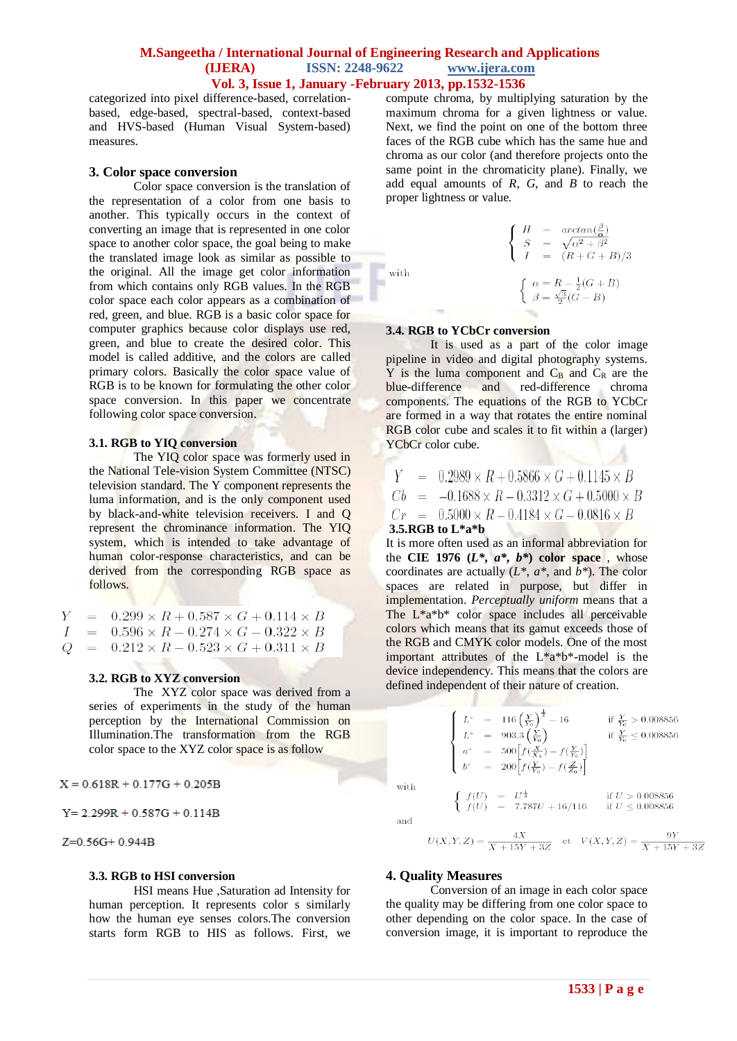categorized into pixel difference-based, correlation-based, edge-based, spectral-based, context-based and HVS-based (Human Visual System-based) measures.

## 3. Color space conversion

Color space conversion is the translation of the representation of a color from one basis to another. This typically occurs in the context of converting an image that is represented in one color space to another color space, the goal being to make the translated image look as similar as possible to the original. All the image get color information from which contains only RGB values. In the RGB color space each color appears as a combination of red, green, and blue. RGB is a basic color space for computer graphics because color displays use red, green, and blue to create the desired color. This model is called additive, and the colors are called primary colors. Basically the color space value of RGB is to be known for formulating the other color space conversion. In this paper we concentrate following color space conversion.

### 3.1. RGB to YIQ conversion

The YIQ color space was formerly used in the National Tele-vision System Committee (NTSC) television standard. The Y component represents the luma information, and is the only component used by black-and-white television receivers. I and Q represent the chrominance information. The YIQ system, which is intended to take advantage of human color-response characteristics, and can be derived from the corresponding RGB space as follows.

$$
\begin{aligned}
Y &= 0.299 \times R + 0.587 \times G + 0.114 \times B \\
I &= 0.596 \times R - 0.274 \times G - 0.322 \times B \\
Q &= 0.212 \times R - 0.523 \times G + 0.311 \times B
\end{aligned}
$$

### 3.2. RGB to XYZ conversion

The XYZ color space was derived from a series of experiments in the study of the human perception by the International Commission on Illumination.The transformation from the RGB color space to the XYZ color space is as follow

$$X = 0.618R + 0.177G + 0.205B$$

$$Y= 2.299R + 0.587G + 0.114B$$

$$Z=0.56G+ 0.944B$$

### 3.3. RGB to HSI conversion

HSI means Hue ,Saturation ad Intensity for human perception. It represents color s similarly how the human eye senses colors.The conversion starts form RGB to HIS as follows. First, we compute chroma, by multiplying saturation by the maximum chroma for a given lightness or value. Next, we find the point on one of the bottom three faces of the RGB cube which has the same hue and chroma as our color (and therefore projects onto the same point in the chromaticity plane). Finally, we add equal amounts of *R*, *G*, and *B* to reach the proper lightness or value.

$$
\begin{cases}
H = \arctan\left(\frac{\beta}{\alpha}\right) \\
S = \sqrt{\alpha^2 + \beta^2} \\
I = (R + G + B)/3
\end{cases}
$$

with

$$
\begin{cases}
\alpha = R - \frac{1}{2}(G + B) \\
\beta = \frac{\sqrt{3}}{2}(G - B)
\end{cases}
$$

### 3.4. RGB to YCbCr conversion

It is used as a part of the color image pipeline in video and digital photography systems. Y is the luma component and $C_B$ and $C_R$ are the blue-difference and red-difference chroma components. The equations of the RGB to YCbCr are formed in a way that rotates the entire nominal RGB color cube and scales it to fit within a (larger) YCbCr color cube.

$$
\begin{aligned}
Y &= 0.2989 \times R + 0.5866 \times G + 0.1145 \times B \\
Cb &= -0.1688 \times R - 0.3312 \times G + 0.5000 \times B \\
Cr &= 0.5000 \times R - 0.4184 \times G - 0.0816 \times B
\end{aligned}
$$

### 3.5.RGB to L*a*b

It is more often used as an informal abbreviation for the **CIE 1976 (*L**, *a**, *b**) color space** , whose coordinates are actually (*L**, *a**, and *b**). The color spaces are related in purpose, but differ in implementation. *Perceptually uniform* means that a The L*a*b* color space includes all perceivable colors which means that its gamut exceeds those of the RGB and CMYK color models. One of the most important attributes of the L*a*b*-model is the device independency. This means that the colors are defined independent of their nature of creation.

$$
\begin{cases}
L^* = 116\left(\frac{Y}{Y_0}\right)^{\frac{1}{3}} - 16 & \text{if } \frac{Y}{Y_0} > 0.008856 \\
L^* = 903.3\left(\frac{Y}{Y_0}\right) & \text{if } \frac{Y}{Y_0} \leq 0.008856 \\
a^* = 500\left[f\left(\frac{X}{X_0}\right) - f\left(\frac{Y}{Y_0}\right)\right] & \\
b^* = 200\left[f\left(\frac{Y}{Y_0}\right) - f\left(\frac{Z}{Z_0}\right)\right] &
\end{cases}
$$

with

$$
\begin{cases}
f(U) = U^{\frac{1}{3}} & \text{if } U > 0.008856 \\
f(U) = 7.787U + 16/116 & \text{if } U \leq 0.008856
\end{cases}
$$

and

$$U(X,Y,Z) = \frac{4X}{X + 15Y + 3Z} \quad \text{et} \quad V(X,Y,Z) = \frac{9Y}{X + 15Y + 3Z}$$

## 4. Quality Measures

Conversion of an image in each color space the quality may be differing from one color space to other depending on the color space. In the case of conversion image, it is important to reproduce the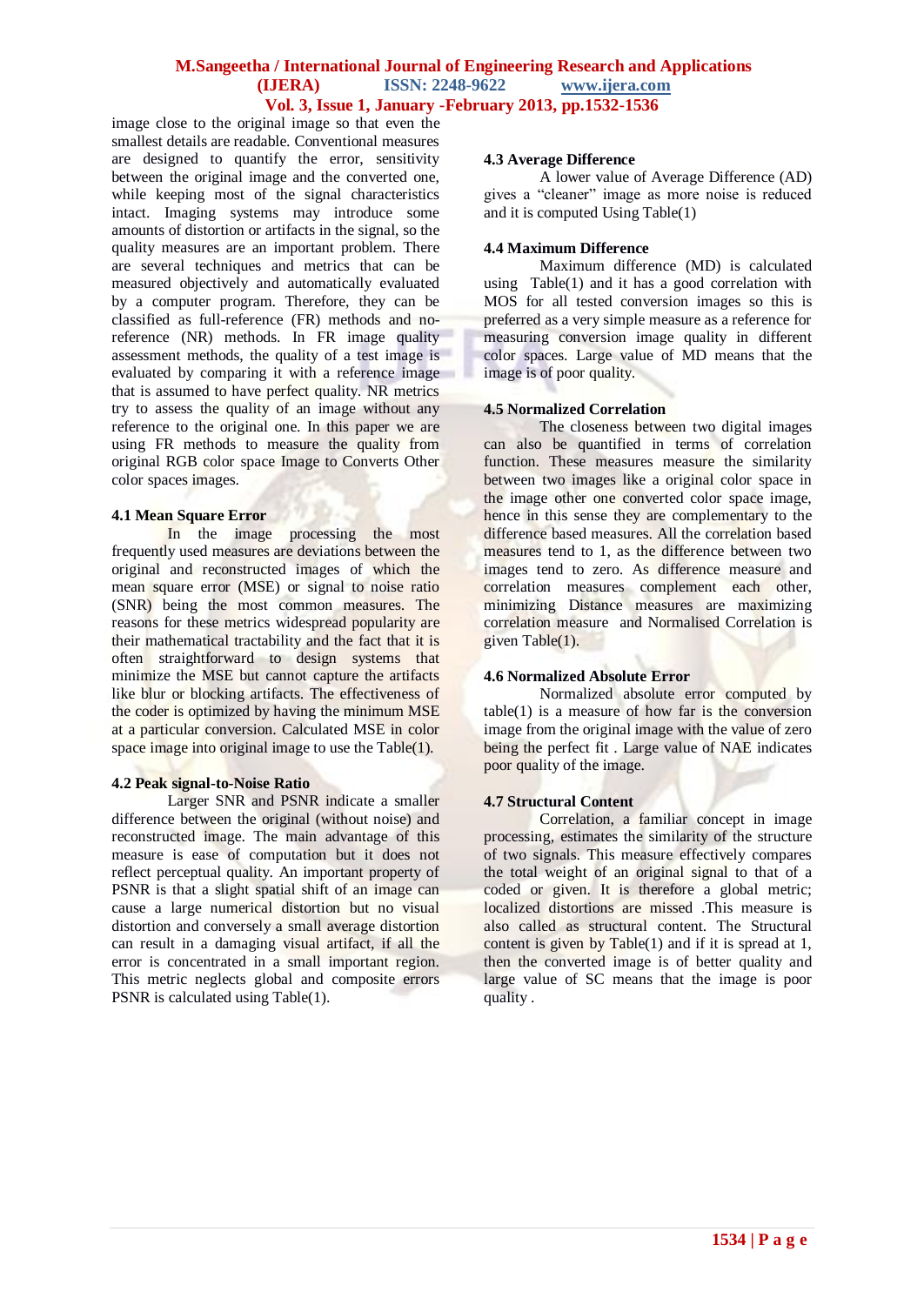image close to the original image so that even the smallest details are readable. Conventional measures are designed to quantify the error, sensitivity between the original image and the converted one, while keeping most of the signal characteristics intact. Imaging systems may introduce some amounts of distortion or artifacts in the signal, so the quality measures are an important problem. There are several techniques and metrics that can be measured objectively and automatically evaluated by a computer program. Therefore, they can be classified as full-reference (FR) methods and no-reference (NR) methods. In FR image quality assessment methods, the quality of a test image is evaluated by comparing it with a reference image that is assumed to have perfect quality. NR metrics try to assess the quality of an image without any reference to the original one. In this paper we are using FR methods to measure the quality from original RGB color space Image to Converts Other color spaces images.

### 4.1 Mean Square Error

In the image processing the most frequently used measures are deviations between the original and reconstructed images of which the mean square error (MSE) or signal to noise ratio (SNR) being the most common measures. The reasons for these metrics widespread popularity are their mathematical tractability and the fact that it is often straightforward to design systems that minimize the MSE but cannot capture the artifacts like blur or blocking artifacts. The effectiveness of the coder is optimized by having the minimum MSE at a particular conversion. Calculated MSE in color space image into original image to use the Table(1).

### 4.2 Peak signal-to-Noise Ratio

Larger SNR and PSNR indicate a smaller difference between the original (without noise) and reconstructed image. The main advantage of this measure is ease of computation but it does not reflect perceptual quality. An important property of PSNR is that a slight spatial shift of an image can cause a large numerical distortion but no visual distortion and conversely a small average distortion can result in a damaging visual artifact, if all the error is concentrated in a small important region. This metric neglects global and composite errors PSNR is calculated using Table(1).

### 4.3 Average Difference

A lower value of Average Difference (AD) gives a "cleaner" image as more noise is reduced and it is computed Using Table(1)

### 4.4 Maximum Difference

Maximum difference (MD) is calculated using Table(1) and it has a good correlation with MOS for all tested conversion images so this is preferred as a very simple measure as a reference for measuring conversion image quality in different color spaces. Large value of MD means that the image is of poor quality.

### 4.5 Normalized Correlation

The closeness between two digital images can also be quantified in terms of correlation function. These measures measure the similarity between two images like a original color space in the image other one converted color space image, hence in this sense they are complementary to the difference based measures. All the correlation based measures tend to 1, as the difference between two images tend to zero. As difference measure and correlation measures complement each other, minimizing Distance measures are maximizing correlation measure and Normalised Correlation is given Table(1).

### 4.6 Normalized Absolute Error

Normalized absolute error computed by table(1) is a measure of how far is the conversion image from the original image with the value of zero being the perfect fit . Large value of NAE indicates poor quality of the image.

### 4.7 Structural Content

Correlation, a familiar concept in image processing, estimates the similarity of the structure of two signals. This measure effectively compares the total weight of an original signal to that of a coded or given. It is therefore a global metric; localized distortions are missed .This measure is also called as structural content. The Structural content is given by Table(1) and if it is spread at 1, then the converted image is of better quality and large value of SC means that the image is poor quality .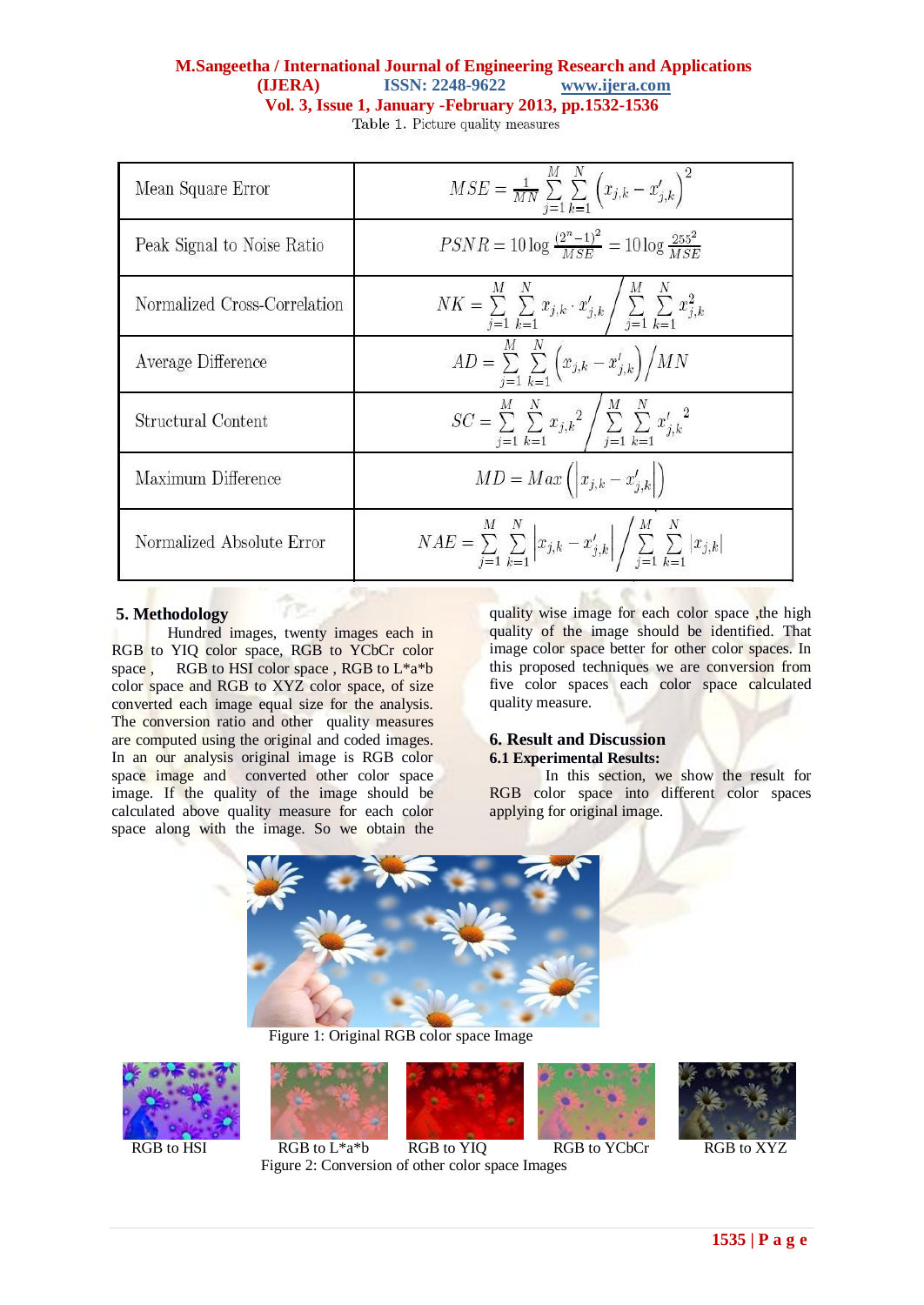Table 1. Picture quality measures

| | |
|---|---|
| Mean Square Error | $MSE = \frac{1}{MN}\sum_{j=1}^{M}\sum_{k=1}^{N}\left(x_{j,k} - x'_{j,k}\right)^2$ |
| Peak Signal to Noise Ratio | $PSNR = 10\log\frac{(2^n-1)^2}{MSE} = 10\log\frac{255^2}{MSE}$ |
| Normalized Cross-Correlation | $NK = \sum_{j=1}^{M}\sum_{k=1}^{N} x_{j,k}\cdot x'_{j,k} \Big/ \sum_{j=1}^{M}\sum_{k=1}^{N} x_{j,k}^2$ |
| Average Difference | $AD = \sum_{j=1}^{M}\sum_{k=1}^{N}\left(x_{j,k} - x'_{j,k}\right) \Big/ MN$ |
| Structural Content | $SC = \sum_{j=1}^{M}\sum_{k=1}^{N} {x_{j,k}}^2 \Big/ \sum_{j=1}^{M}\sum_{k=1}^{N} {x'_{j,k}}^2$ |
| Maximum Difference | $MD = Max\left(\left\lvert x_{j,k} - x'_{j,k}\right\rvert\right)$ |
| Normalized Absolute Error | $NAE = \sum_{j=1}^{M}\sum_{k=1}^{N}\left\lvert x_{j,k} - x'_{j,k}\right\rvert \Big/ \sum_{j=1}^{M}\sum_{k=1}^{N}\lvert x_{j,k}\rvert$ |

## 5. Methodology

Hundred images, twenty images each in RGB to YIQ color space, RGB to YCbCr color space , RGB to HSI color space , RGB to L*a*b color space and RGB to XYZ color space, of size converted each image equal size for the analysis. The conversion ratio and other quality measures are computed using the original and coded images. In an our analysis original image is RGB color space image and converted other color space image. If the quality of the image should be calculated above quality measure for each color space along with the image. So we obtain the quality wise image for each color space ,the high quality of the image should be identified. That image color space better for other color spaces. In this proposed techniques we are conversion from five color spaces each color space calculated quality measure.

## 6. Result and Discussion

### 6.1 Experimental Results:

In this section, we show the result for RGB color space into different color spaces applying for original image.

Figure 1: Original RGB color space Image

RGB to HSI RGB to L*a*b RGB to YIQ RGB to YCbCr RGB to XYZ

Figure 2: Conversion of other color space Images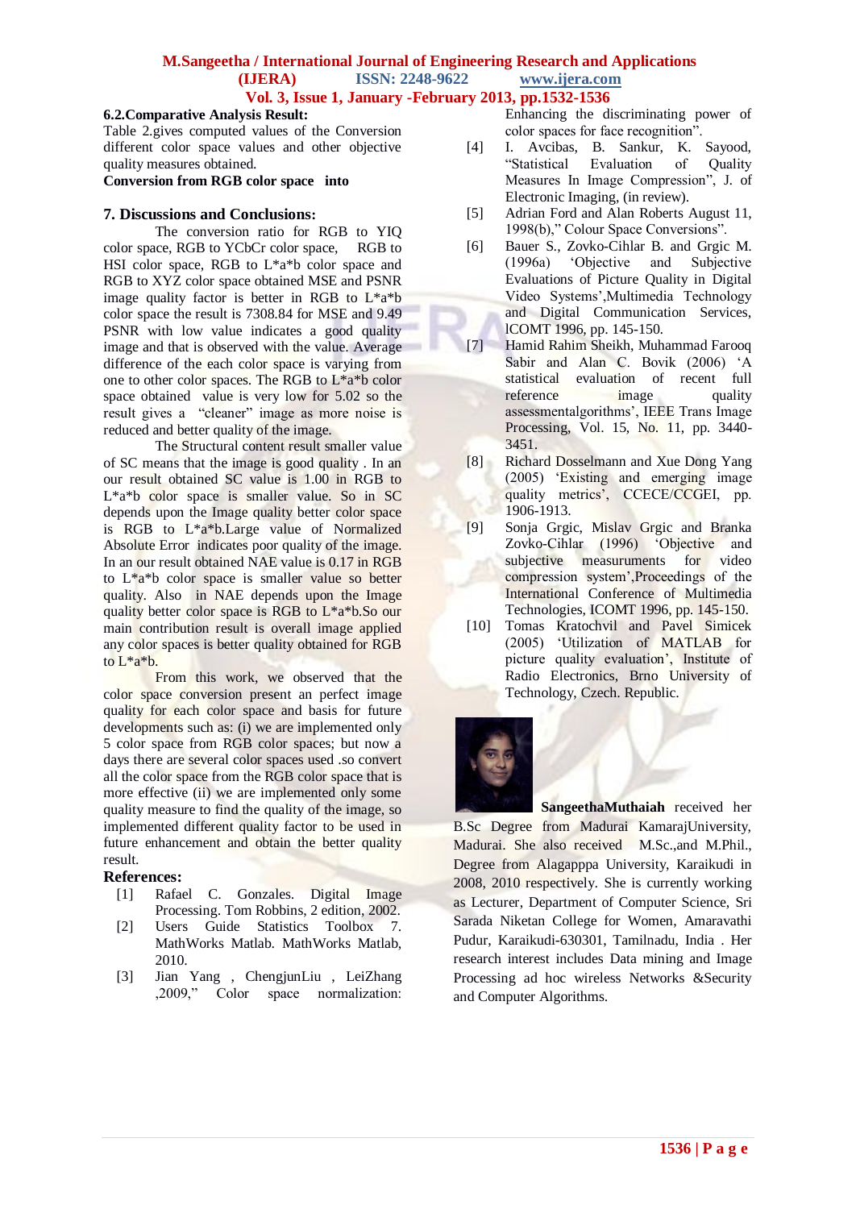### 6.2. Comparative Analysis Result:

Table 2.gives computed values of the Conversion different color space values and other objective quality measures obtained.

**Conversion from RGB color space into**

## 7. Discussions and Conclusions:

The conversion ratio for RGB to YIQ color space, RGB to YCbCr color space, RGB to HSI color space, RGB to L*a*b color space and RGB to XYZ color space obtained MSE and PSNR image quality factor is better in RGB to L*a*b color space the result is 7308.84 for MSE and 9.49 PSNR with low value indicates a good quality image and that is observed with the value. Average difference of the each color space is varying from one to other color spaces. The RGB to L*a*b color space obtained value is very low for 5.02 so the result gives a "cleaner" image as more noise is reduced and better quality of the image.

The Structural content result smaller value of SC means that the image is good quality . In an our result obtained SC value is 1.00 in RGB to L*a*b color space is smaller value. So in SC depends upon the Image quality better color space is RGB to L*a*b.Large value of Normalized Absolute Error indicates poor quality of the image. In an our result obtained NAE value is 0.17 in RGB to L*a*b color space is smaller value so better quality. Also in NAE depends upon the Image quality better color space is RGB to L*a*b.So our main contribution result is overall image applied any color spaces is better quality obtained for RGB to L*a*b.

From this work, we observed that the color space conversion present an perfect image quality for each color space and basis for future developments such as: (i) we are implemented only 5 color space from RGB color spaces; but now a days there are several color spaces used .so convert all the color space from the RGB color space that is more effective (ii) we are implemented only some quality measure to find the quality of the image, so implemented different quality factor to be used in future enhancement and obtain the better quality result.

## References:

[1] Rafael C. Gonzales. Digital Image Processing. Tom Robbins, 2 edition, 2002.

[2] Users Guide Statistics Toolbox 7. MathWorks Matlab. MathWorks Matlab, 2010.

[3] Jian Yang , ChengjunLiu , LeiZhang ,2009," Color space normalization: Enhancing the discriminating power of color spaces for face recognition".

[4] I. Avcibas, B. Sankur, K. Sayood, "Statistical Evaluation of Quality Measures In Image Compression", J. of Electronic Imaging, (in review).

[5] Adrian Ford and Alan Roberts August 11, 1998(b)," Colour Space Conversions".

[6] Bauer S., Zovko-Cihlar B. and Grgic M. (1996a) 'Objective and Subjective Evaluations of Picture Quality in Digital Video Systems',Multimedia Technology and Digital Communication Services, ICOMT 1996, pp. 145-150.

[7] Hamid Rahim Sheikh, Muhammad Farooq Sabir and Alan C. Bovik (2006) 'A statistical evaluation of recent full reference image quality assessmentalgorithms', IEEE Trans Image Processing, Vol. 15, No. 11, pp. 3440-3451.

[8] Richard Dosselmann and Xue Dong Yang (2005) 'Existing and emerging image quality metrics', CCECE/CCGEI, pp. 1906-1913.

[9] Sonja Grgic, Mislav Grgic and Branka Zovko-Cihlar (1996) 'Objective and subjective measurments for video compression system',Proceedings of the International Conference of Multimedia Technologies, ICOMT 1996, pp. 145-150.

[10] Tomas Kratochvil and Pavel Simicek (2005) 'Utilization of MATLAB for picture quality evaluation', Institute of Radio Electronics, Brno University of Technology, Czech. Republic.

**SangeethaMuthaiah** received her B.Sc Degree from Madurai KamarajUniversity, Madurai. She also received M.Sc.,and M.Phil., Degree from Alagapppa University, Karaikudi in 2008, 2010 respectively. She is currently working as Lecturer, Department of Computer Science, Sri Sarada Niketan College for Women, Amaravathi Pudur, Karaikudi-630301, Tamilnadu, India . Her research interest includes Data mining and Image Processing ad hoc wireless Networks &Security and Computer Algorithms.